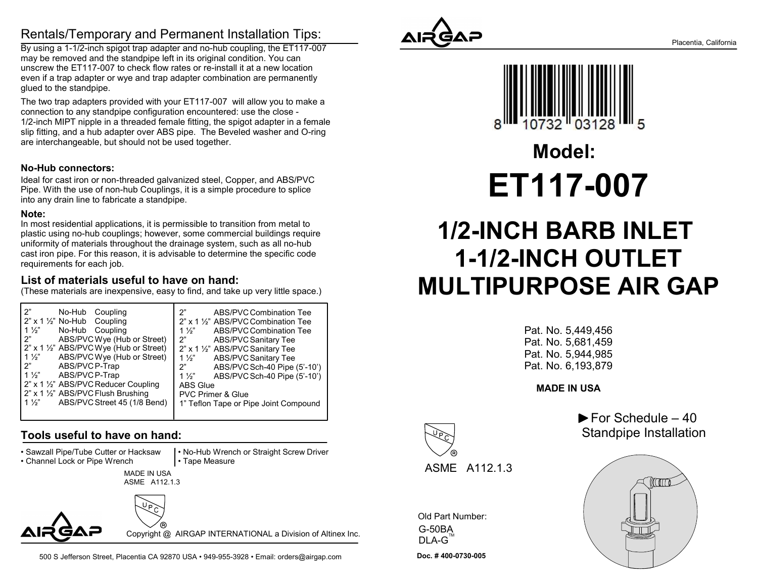## Rentals/Temporary and Permanent Installation Tips:

By using a 1-1/2-inch spigot trap adapter and no-hub coupling, the ET117-007 may be removed and the standpipe left in its original condition. You can unscrew the ET117-007 to check flow rates or re-install it at a new location even if a trap adapter or wye and trap adapter combination are permanently glued to the standpipe.

The two trap adapters provided with your ET117-007 will allow you to make a connection to any standpipe configuration encountered: use the close - 1/2-inch MIPT nipple in a threaded female fitting, the spigot adapter in a female slip fitting, and a hub adapter over ABS pipe. The Beveled washer and O-ring are interchangeable, but should not be used together.

**No-Hub connectors:**

Ideal for cast iron or non-threaded galvanized steel, Copper, and ABS/PVC Pipe. With the use of non-hub Couplings, it is a simple procedure to splice into any drain line to fabricate a standpipe.

**Note:**

In most residential applications, it is permissible to transition from metal to plastic using no-hub couplings; however, some commercial buildings require uniformity of materials throughout the drainage system, such as all no-hub cast iron pipe. For this reason, it is advisable to determine the specific code requirements for each job.

## List of materials useful to have on hand:

(These materials are inexpensive, easy to find, and take up very little space.)

| | | | | | |
|---|---|---|---|---|---|
| 2" | No-Hub | Coupling | 2" | ABS/PVC | Combination Tee |
| 2" x 1 ½" | No-Hub | Coupling | 2" x 1 ½" | ABS/PVC | Combination Tee |
| 1 ½" | No-Hub | Coupling | 1 ½" | ABS/PVC | Combination Tee |
| 2" | ABS/PVC | Wye (Hub or Street) | 2" | ABS/PVC | Sanitary Tee |
| 2" x 1 ½" | ABS/PVC | Wye (Hub or Street) | 2" x 1 ½" | ABS/PVC | Sanitary Tee |
| 1 ½" | ABS/PVC | Wye (Hub or Street) | 1 ½" | ABS/PVC | Sanitary Tee |
| 2" | ABS/PVC | P-Trap | 2" | ABS/PVC | Sch-40 Pipe (5'-10') |
| 1 ½" | ABS/PVC | P-Trap | 1 ½" | ABS/PVC | Sch-40 Pipe (5'-10') |
| 2" x 1 ½" | ABS/PVC | Reducer Coupling | ABS Glue | | |
| 2" x 1 ½" | ABS/PVC | Flush Brushing | PVC Primer & Glue | | |
| 1 ½" | ABS/PVC | Street 45 (1/8 Bend) | 1" Teflon Tape or Pipe Joint Compound | | |

## Tools useful to have on hand:

- Sawzall Pipe/Tube Cutter or Hacksaw
- Channel Lock or Pipe Wrench
- No-Hub Wrench or Straight Screw Driver
- Tape Measure

MADE IN USA
ASME A112.1.3

UPC®

AIRGAP

Copyright @ AIRGAP INTERNATIONAL a Division of Altinex Inc.

500 S Jefferson Street, Placentia CA 92870 USA • 949-955-3928 • Email: orders@airgap.com

AIRGAP

Placentia, California

8 10732 03128 5

# Model:

# ET117-007

# 1/2-INCH BARB INLET 1-1/2-INCH OUTLET MULTIPURPOSE AIR GAP

Pat. No. 5,449,456
Pat. No. 5,681,459
Pat. No. 5,944,985
Pat. No. 6,193,879

**MADE IN USA**

UPC®

ASME A112.1.3

► For Schedule – 40 Standpipe Installation

Old Part Number:
G-50BA
DLA-G™

**Doc. # 400-0730-005**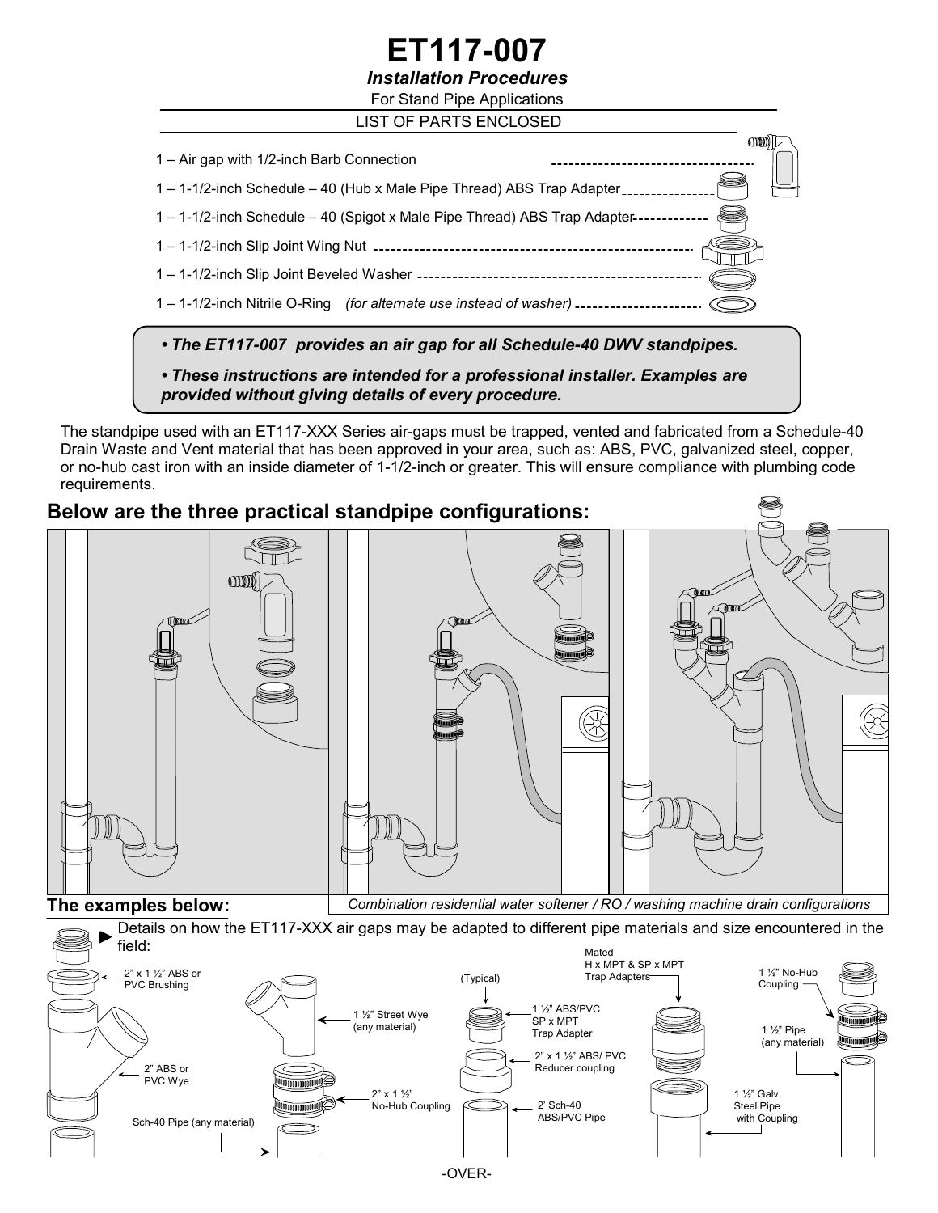# ET117-007

***Installation Procedures***

For Stand Pipe Applications

LIST OF PARTS ENCLOSED

1 – Air gap with 1/2-inch Barb Connection

1 – 1-1/2-inch Schedule – 40 (Hub x Male Pipe Thread) ABS Trap Adapter

1 – 1-1/2-inch Schedule – 40 (Spigot x Male Pipe Thread) ABS Trap Adapter

1 – 1-1/2-inch Slip Joint Wing Nut

1 – 1-1/2-inch Slip Joint Beveled Washer

1 – 1-1/2-inch Nitrile O-Ring *(for alternate use instead of washer)*

***• The ET117-007 provides an air gap for all Schedule-40 DWV standpipes.***

***• These instructions are intended for a professional installer. Examples are provided without giving details of every procedure.***

The standpipe used with an ET117-XXX Series air-gaps must be trapped, vented and fabricated from a Schedule-40 Drain Waste and Vent material that has been approved in your area, such as: ABS, PVC, galvanized steel, copper, or no-hub cast iron with an inside diameter of 1-1/2-inch or greater. This will ensure compliance with plumbing code requirements.

## Below are the three practical standpipe configurations:

**The examples below:**

*Combination residential water softener / RO / washing machine drain configurations*

Details on how the ET117-XXX air gaps may be adapted to different pipe materials and size encountered in the field:

2" x 1 ½" ABS or PVC Brushing

2" ABS or PVC Wye

Sch-40 Pipe (any material)

1 ½" Street Wye (any material)

2" x 1 ½" No-Hub Coupling

(Typical)

1 ½" ABS/PVC SP x MPT Trap Adapter

2" x 1 ½" ABS/ PVC Reducer coupling

2' Sch-40 ABS/PVC Pipe

Mated H x MPT & SP x MPT Trap Adapters

1 ½" Galv. Steel Pipe with Coupling

1 ½" No-Hub Coupling

1 ½" Pipe (any material)

-OVER-